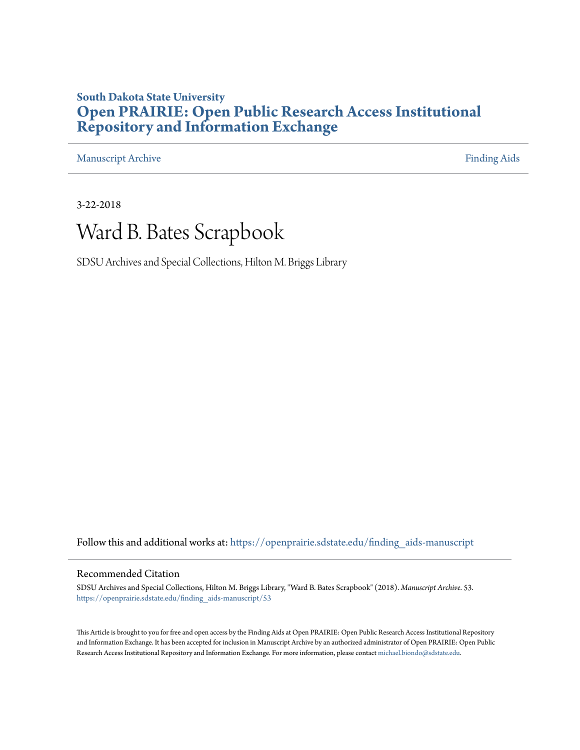**South Dakota State University**

# Open PRAIRIE: Open Public Research Access Institutional Repository and Information Exchange

Manuscript Archive | Finding Aids

3-22-2018

# Ward B. Bates Scrapbook

SDSU Archives and Special Collections, Hilton M. Briggs Library

Follow this and additional works at: https://openprairie.sdstate.edu/finding_aids-manuscript

## Recommended Citation

SDSU Archives and Special Collections, Hilton M. Briggs Library, "Ward B. Bates Scrapbook" (2018). *Manuscript Archive*. 53.
https://openprairie.sdstate.edu/finding_aids-manuscript/53

This Article is brought to you for free and open access by the Finding Aids at Open PRAIRIE: Open Public Research Access Institutional Repository and Information Exchange. It has been accepted for inclusion in Manuscript Archive by an authorized administrator of Open PRAIRIE: Open Public Research Access Institutional Repository and Information Exchange. For more information, please contact michael.biondo@sdstate.edu.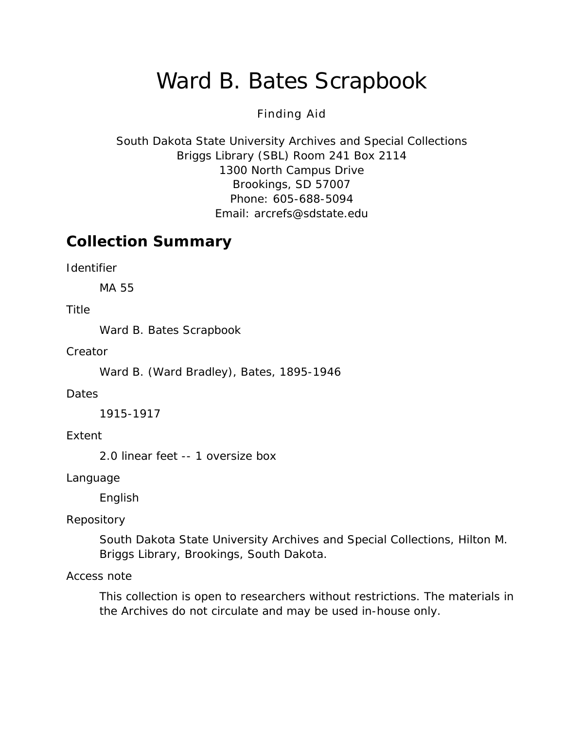# Ward B. Bates Scrapbook

Finding Aid

South Dakota State University Archives and Special Collections
Briggs Library (SBL) Room 241 Box 2114
1300 North Campus Drive
Brookings, SD 57007
Phone: 605-688-5094
Email: arcrefs@sdstate.edu

## Collection Summary

Identifier

MA 55

Title

Ward B. Bates Scrapbook

Creator

Ward B. (Ward Bradley), Bates, 1895-1946

Dates

1915-1917

Extent

2.0 linear feet -- 1 oversize box

Language

English

Repository

South Dakota State University Archives and Special Collections, Hilton M. Briggs Library, Brookings, South Dakota.

Access note

This collection is open to researchers without restrictions. The materials in the Archives do not circulate and may be used in-house only.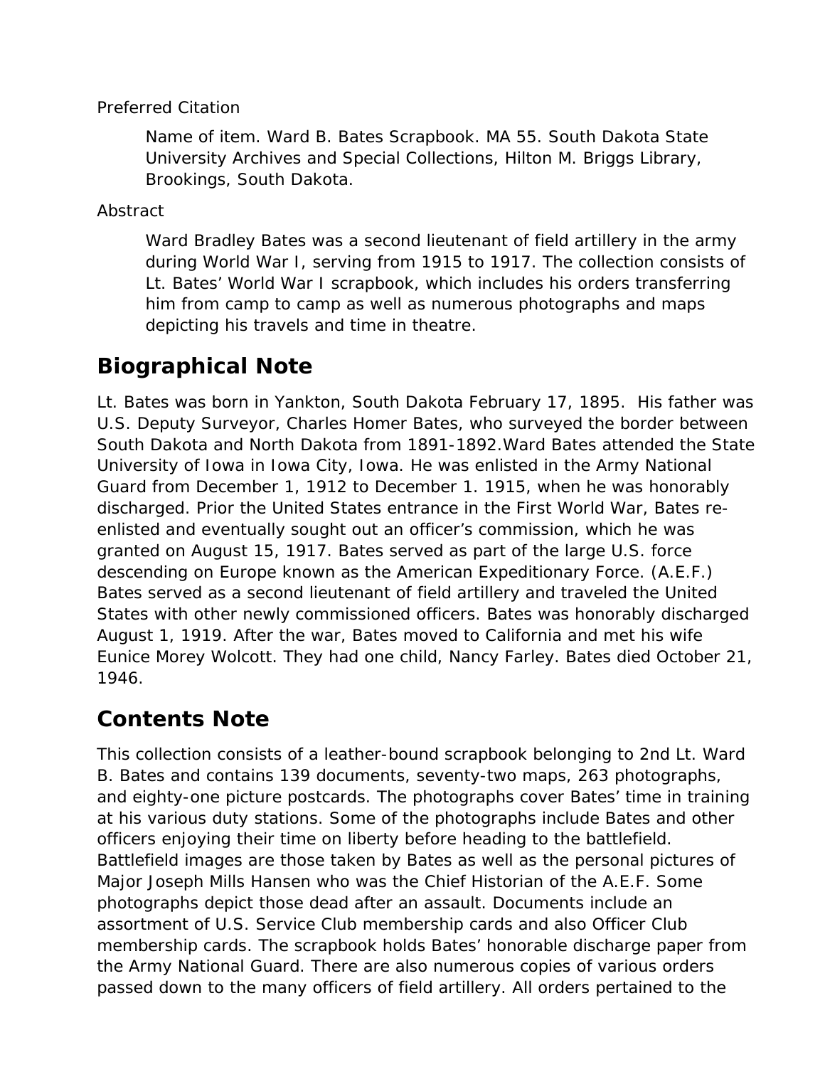Preferred Citation

Name of item. Ward B. Bates Scrapbook. MA 55. South Dakota State University Archives and Special Collections, Hilton M. Briggs Library, Brookings, South Dakota.

Abstract

Ward Bradley Bates was a second lieutenant of field artillery in the army during World War I, serving from 1915 to 1917. The collection consists of Lt. Bates' World War I scrapbook, which includes his orders transferring him from camp to camp as well as numerous photographs and maps depicting his travels and time in theatre.

## Biographical Note

Lt. Bates was born in Yankton, South Dakota February 17, 1895. His father was U.S. Deputy Surveyor, Charles Homer Bates, who surveyed the border between South Dakota and North Dakota from 1891-1892.Ward Bates attended the State University of Iowa in Iowa City, Iowa. He was enlisted in the Army National Guard from December 1, 1912 to December 1. 1915, when he was honorably discharged. Prior the United States entrance in the First World War, Bates re-enlisted and eventually sought out an officer's commission, which he was granted on August 15, 1917. Bates served as part of the large U.S. force descending on Europe known as the American Expeditionary Force. (A.E.F.) Bates served as a second lieutenant of field artillery and traveled the United States with other newly commissioned officers. Bates was honorably discharged August 1, 1919. After the war, Bates moved to California and met his wife Eunice Morey Wolcott. They had one child, Nancy Farley. Bates died October 21, 1946.

## Contents Note

This collection consists of a leather-bound scrapbook belonging to 2nd Lt. Ward B. Bates and contains 139 documents, seventy-two maps, 263 photographs, and eighty-one picture postcards. The photographs cover Bates' time in training at his various duty stations. Some of the photographs include Bates and other officers enjoying their time on liberty before heading to the battlefield. Battlefield images are those taken by Bates as well as the personal pictures of Major Joseph Mills Hansen who was the Chief Historian of the A.E.F. Some photographs depict those dead after an assault. Documents include an assortment of U.S. Service Club membership cards and also Officer Club membership cards. The scrapbook holds Bates' honorable discharge paper from the Army National Guard. There are also numerous copies of various orders passed down to the many officers of field artillery. All orders pertained to the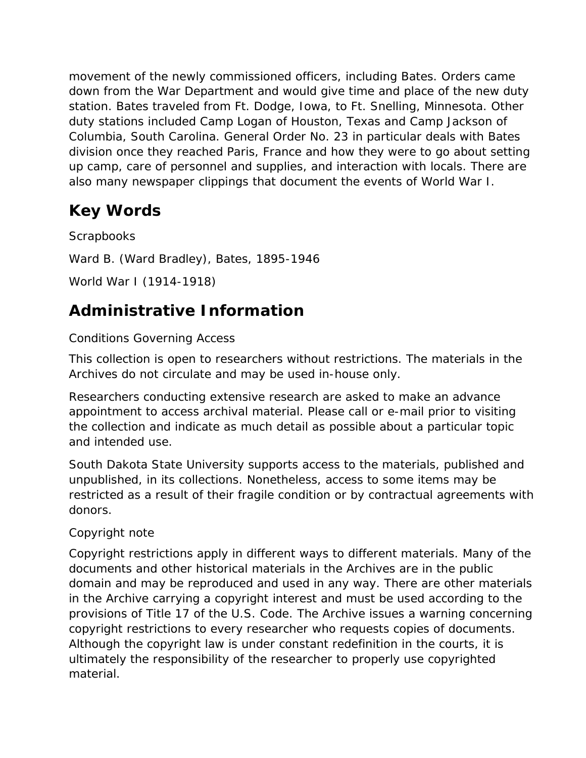movement of the newly commissioned officers, including Bates. Orders came down from the War Department and would give time and place of the new duty station. Bates traveled from Ft. Dodge, Iowa, to Ft. Snelling, Minnesota. Other duty stations included Camp Logan of Houston, Texas and Camp Jackson of Columbia, South Carolina. General Order No. 23 in particular deals with Bates division once they reached Paris, France and how they were to go about setting up camp, care of personnel and supplies, and interaction with locals. There are also many newspaper clippings that document the events of World War I.

## Key Words

Scrapbooks

Ward B. (Ward Bradley), Bates, 1895-1946

World War I (1914-1918)

## Administrative Information

Conditions Governing Access

This collection is open to researchers without restrictions. The materials in the Archives do not circulate and may be used in-house only.

Researchers conducting extensive research are asked to make an advance appointment to access archival material. Please call or e-mail prior to visiting the collection and indicate as much detail as possible about a particular topic and intended use.

South Dakota State University supports access to the materials, published and unpublished, in its collections. Nonetheless, access to some items may be restricted as a result of their fragile condition or by contractual agreements with donors.

Copyright note

Copyright restrictions apply in different ways to different materials. Many of the documents and other historical materials in the Archives are in the public domain and may be reproduced and used in any way. There are other materials in the Archive carrying a copyright interest and must be used according to the provisions of Title 17 of the U.S. Code. The Archive issues a warning concerning copyright restrictions to every researcher who requests copies of documents. Although the copyright law is under constant redefinition in the courts, it is ultimately the responsibility of the researcher to properly use copyrighted material.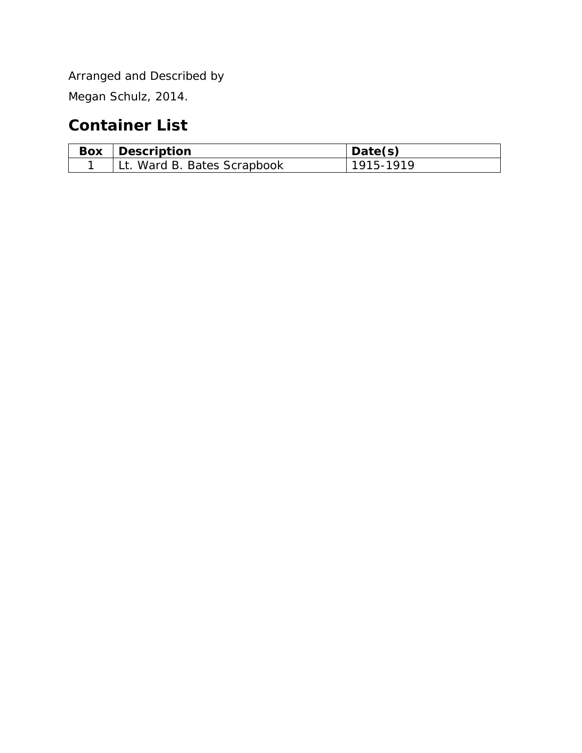Arranged and Described by

Megan Schulz, 2014.

## Container List

| Box | Description | Date(s) |
| --- | --- | --- |
| 1 | Lt. Ward B. Bates Scrapbook | 1915-1919 |